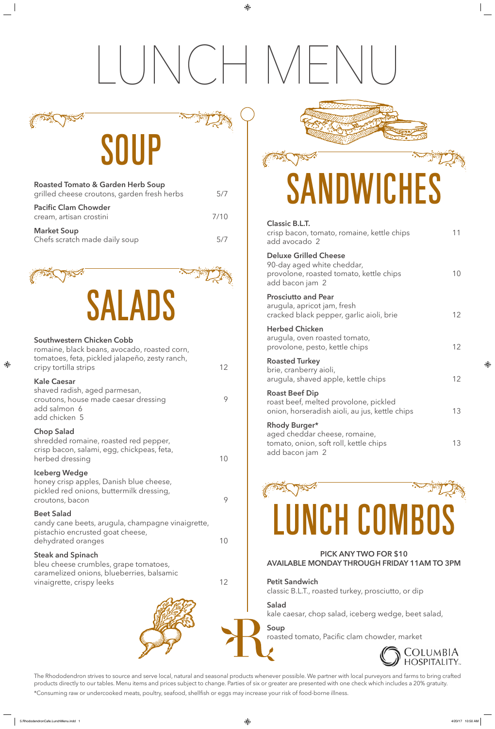# LUNCH MENU

## SOUP

**Roasted Tomato & Garden Herb Soup**
grilled cheese croutons, garden fresh herbs — 5/7

**Pacific Clam Chowder**
cream, artisan crostini — 7/10

**Market Soup**
Chefs scratch made daily soup — 5/7

## SALADS

**Southwestern Chicken Cobb**
romaine, black beans, avocado, roasted corn, tomatoes, feta, pickled jalapeño, zesty ranch, cripy tortilla strips — 12

**Kale Caesar**
shaved radish, aged parmesan, croutons, house made caesar dressing — 9
add salmon 6
add chicken 5

**Chop Salad**
shredded romaine, roasted red pepper, crisp bacon, salami, egg, chickpeas, feta, herbed dressing — 10

**Iceberg Wedge**
honey crisp apples, Danish blue cheese, pickled red onions, buttermilk dressing, croutons, bacon — 9

**Beet Salad**
candy cane beets, arugula, champagne vinaigrette, pistachio encrusted goat cheese, dehydrated oranges — 10

**Steak and Spinach**
bleu cheese crumbles, grape tomatoes, caramelized onions, blueberries, balsamic vinaigrette, crispy leeks — 12

## SANDWICHES

**Classic B.L.T.**
crisp bacon, tomato, romaine, kettle chips — 11
add avocado 2

**Deluxe Grilled Cheese**
90-day aged white cheddar, provolone, roasted tomato, kettle chips — 10
add bacon jam 2

**Prosciutto and Pear**
arugula, apricot jam, fresh cracked black pepper, garlic aioli, brie — 12

**Herbed Chicken**
arugula, oven roasted tomato, provolone, pesto, kettle chips — 12

**Roasted Turkey**
brie, cranberry aioli, arugula, shaved apple, kettle chips — 12

**Roast Beef Dip**
roast beef, melted provolone, pickled onion, horseradish aioli, au jus, kettle chips — 13

**Rhody Burger***
aged cheddar cheese, romaine, tomato, onion, soft roll, kettle chips — 13
add bacon jam 2

## LUNCH COMBOS

**PICK ANY TWO FOR $10**
**AVAILABLE MONDAY THROUGH FRIDAY 11AM TO 3PM**

**Petit Sandwich**
classic B.L.T., roasted turkey, prosciutto, or dip

**Salad**
kale caesar, chop salad, iceberg wedge, beet salad,

**Soup**
roasted tomato, Pacific clam chowder, market

COLUMBIA HOSPITALITY

The Rhododendron strives to source and serve local, natural and seasonal products whenever possible. We partner with local purveyors and farms to bring crafted products directly to our tables. Menu items and prices subject to change. Parties of six or greater are presented with one check which includes a 20% gratuity.

*Consuming raw or undercooked meats, poultry, seafood, shellfish or eggs may increase your risk of food-borne illness.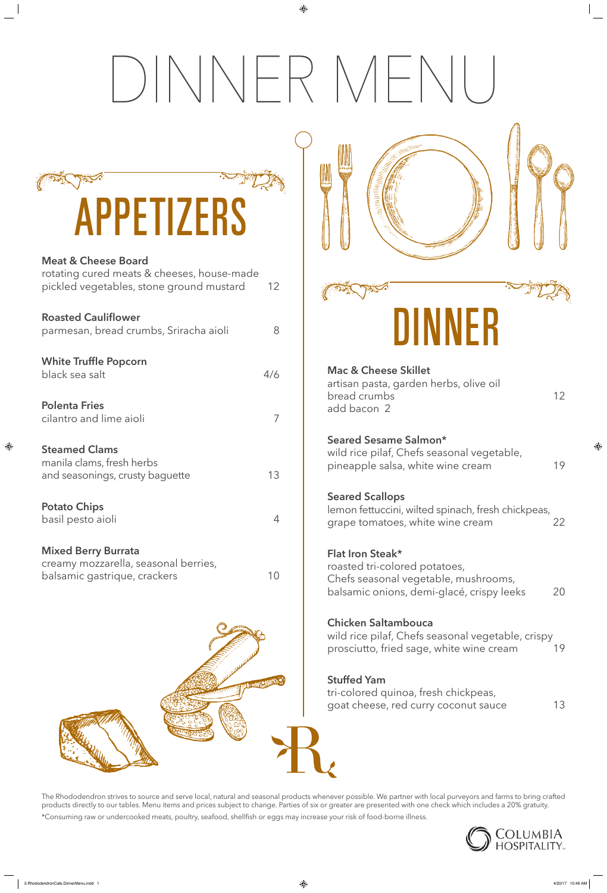# DINNER MENU

## APPETIZERS

**Meat & Cheese Board**
rotating cured meats & cheeses, house-made pickled vegetables, stone ground mustard — 12

**Roasted Cauliflower**
parmesan, bread crumbs, Sriracha aioli — 8

**White Truffle Popcorn**
black sea salt — 4/6

**Polenta Fries**
cilantro and lime aioli — 7

**Steamed Clams**
manila clams, fresh herbs and seasonings, crusty baguette — 13

**Potato Chips**
basil pesto aioli — 4

**Mixed Berry Burrata**
creamy mozzarella, seasonal berries, balsamic gastrique, crackers — 10

## DINNER

**Mac & Cheese Skillet**
artisan pasta, garden herbs, olive oil bread crumbs — 12
add bacon 2

**Seared Sesame Salmon***
wild rice pilaf, Chefs seasonal vegetable, pineapple salsa, white wine cream — 19

**Seared Scallops**
lemon fettuccini, wilted spinach, fresh chickpeas, grape tomatoes, white wine cream — 22

**Flat Iron Steak***
roasted tri-colored potatoes, Chefs seasonal vegetable, mushrooms, balsamic onions, demi-glacé, crispy leeks — 20

**Chicken Saltambouca**
wild rice pilaf, Chefs seasonal vegetable, crispy prosciutto, fried sage, white wine cream — 19

**Stuffed Yam**
tri-colored quinoa, fresh chickpeas, goat cheese, red curry coconut sauce — 13

The Rhododendron strives to source and serve local, natural and seasonal products whenever possible. We partner with local purveyors and farms to bring crafted products directly to our tables. Menu items and prices subject to change. Parties of six or greater are presented with one check which includes a 20% gratuity.

*Consuming raw or undercooked meats, poultry, seafood, shellfish or eggs may increase your risk of food-borne illness.

COLUMBIA HOSPITALITY